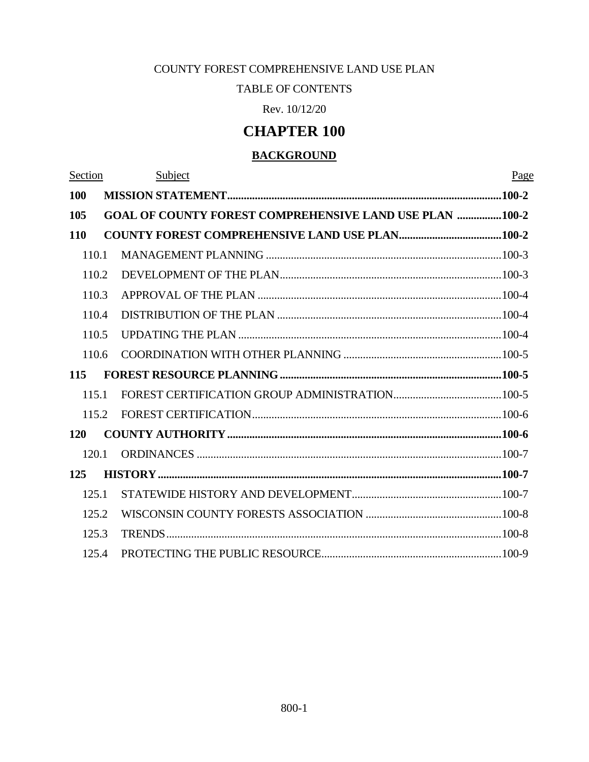COUNTY FOREST COMPREHENSIVE LAND USE PLAN

TABLE OF CONTENTS

Rev. 10/12/20

# CHAPTER 100

## BACKGROUND

| Section | Subject | Page |
|---|---|---|
| **100** | **MISSION STATEMENT** | **100-2** |
| **105** | **GOAL OF COUNTY FOREST COMPREHENSIVE LAND USE PLAN** | **100-2** |
| **110** | **COUNTY FOREST COMPREHENSIVE LAND USE PLAN** | **100-2** |
| 110.1 | MANAGEMENT PLANNING | 100-3 |
| 110.2 | DEVELOPMENT OF THE PLAN | 100-3 |
| 110.3 | APPROVAL OF THE PLAN | 100-4 |
| 110.4 | DISTRIBUTION OF THE PLAN | 100-4 |
| 110.5 | UPDATING THE PLAN | 100-4 |
| 110.6 | COORDINATION WITH OTHER PLANNING | 100-5 |
| **115** | **FOREST RESOURCE PLANNING** | **100-5** |
| 115.1 | FOREST CERTIFICATION GROUP ADMINISTRATION | 100-5 |
| 115.2 | FOREST CERTIFICATION | 100-6 |
| **120** | **COUNTY AUTHORITY** | **100-6** |
| 120.1 | ORDINANCES | 100-7 |
| **125** | **HISTORY** | **100-7** |
| 125.1 | STATEWIDE HISTORY AND DEVELOPMENT | 100-7 |
| 125.2 | WISCONSIN COUNTY FORESTS ASSOCIATION | 100-8 |
| 125.3 | TRENDS | 100-8 |
| 125.4 | PROTECTING THE PUBLIC RESOURCE | 100-9 |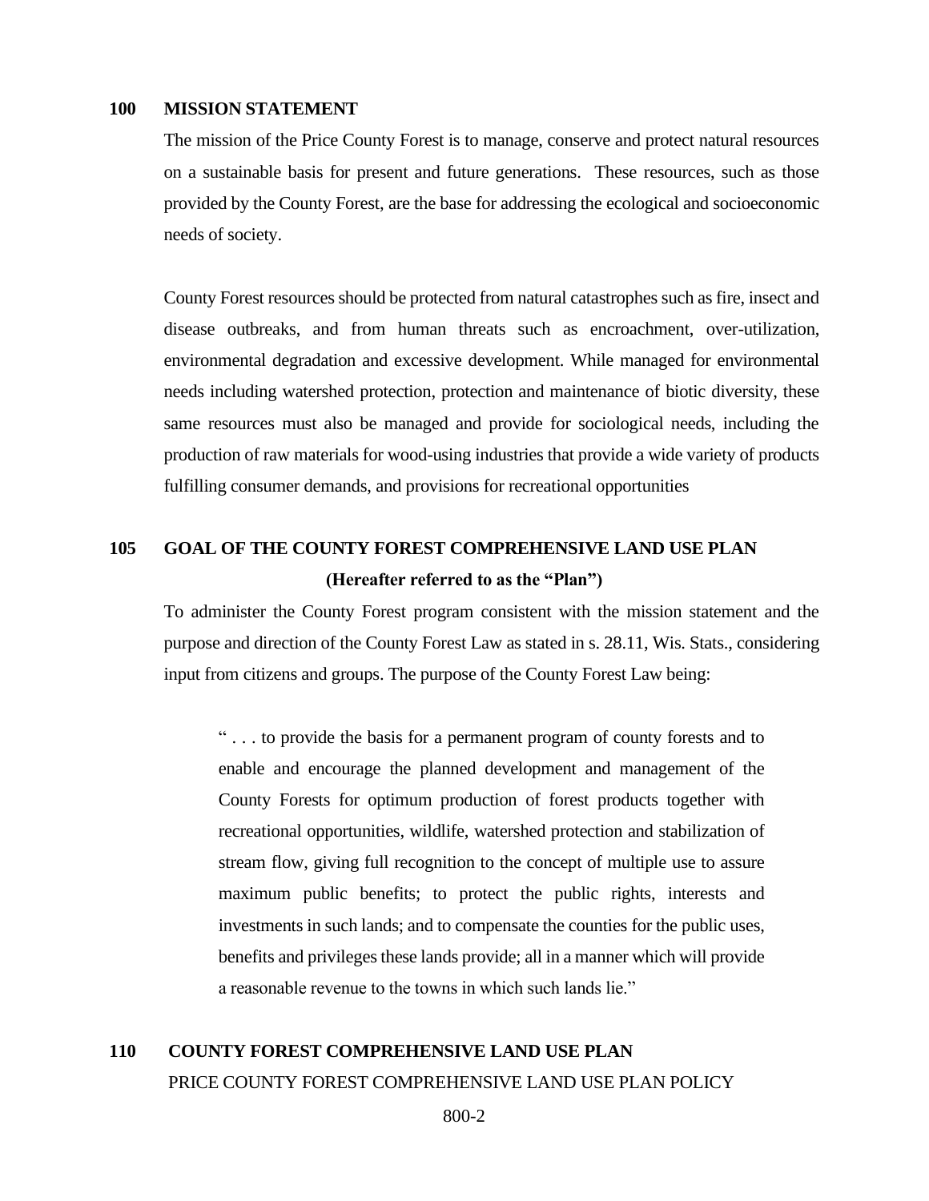## 100 MISSION STATEMENT

The mission of the Price County Forest is to manage, conserve and protect natural resources on a sustainable basis for present and future generations. These resources, such as those provided by the County Forest, are the base for addressing the ecological and socioeconomic needs of society.

County Forest resources should be protected from natural catastrophes such as fire, insect and disease outbreaks, and from human threats such as encroachment, over-utilization, environmental degradation and excessive development. While managed for environmental needs including watershed protection, protection and maintenance of biotic diversity, these same resources must also be managed and provide for sociological needs, including the production of raw materials for wood-using industries that provide a wide variety of products fulfilling consumer demands, and provisions for recreational opportunities

## 105 GOAL OF THE COUNTY FOREST COMPREHENSIVE LAND USE PLAN

**(Hereafter referred to as the "Plan")**

To administer the County Forest program consistent with the mission statement and the purpose and direction of the County Forest Law as stated in s. 28.11, Wis. Stats., considering input from citizens and groups. The purpose of the County Forest Law being:

> " . . . to provide the basis for a permanent program of county forests and to enable and encourage the planned development and management of the County Forests for optimum production of forest products together with recreational opportunities, wildlife, watershed protection and stabilization of stream flow, giving full recognition to the concept of multiple use to assure maximum public benefits; to protect the public rights, interests and investments in such lands; and to compensate the counties for the public uses, benefits and privileges these lands provide; all in a manner which will provide a reasonable revenue to the towns in which such lands lie."

## 110 COUNTY FOREST COMPREHENSIVE LAND USE PLAN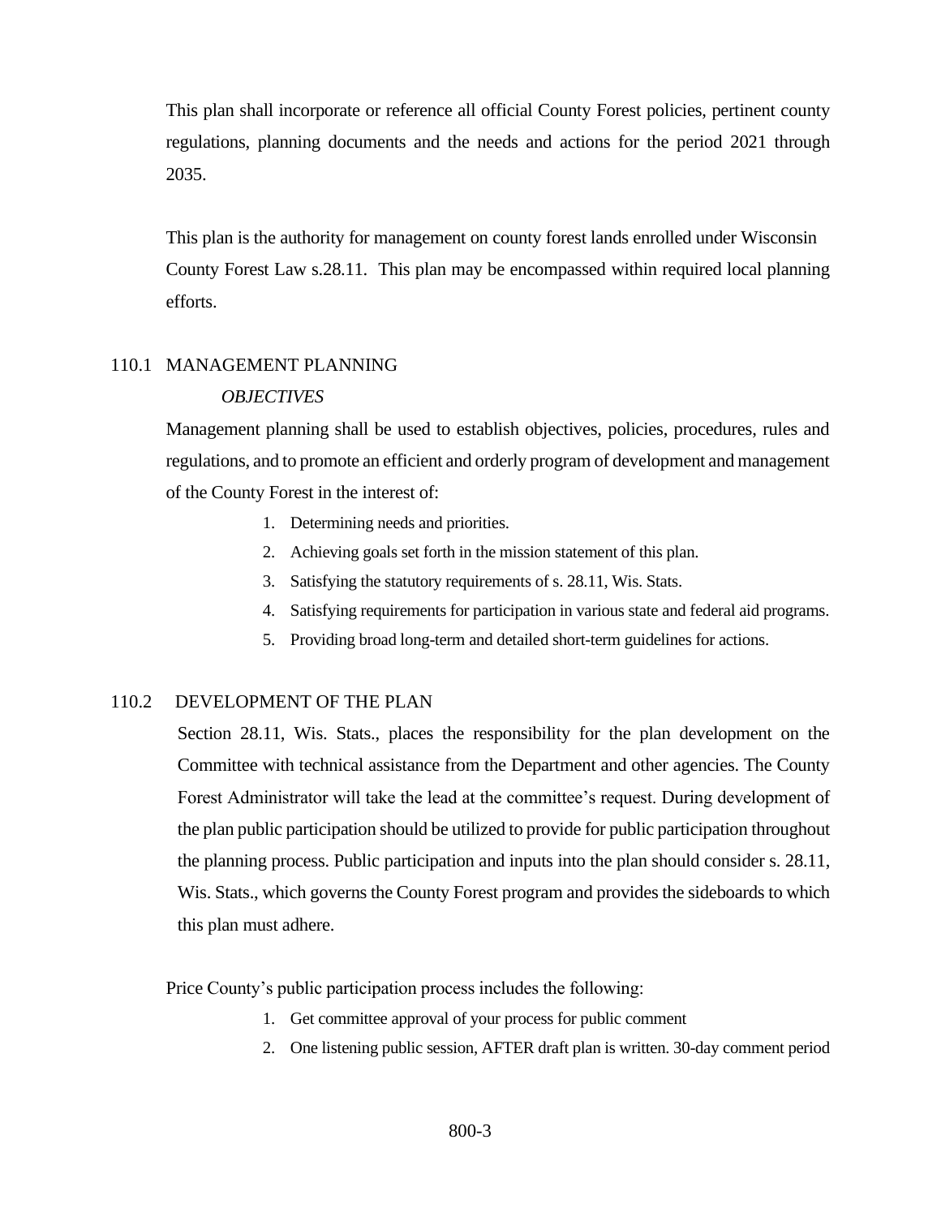This plan shall incorporate or reference all official County Forest policies, pertinent county regulations, planning documents and the needs and actions for the period 2021 through 2035.

This plan is the authority for management on county forest lands enrolled under Wisconsin County Forest Law s.28.11. This plan may be encompassed within required local planning efforts.

## 110.1 MANAGEMENT PLANNING

*OBJECTIVES*

Management planning shall be used to establish objectives, policies, procedures, rules and regulations, and to promote an efficient and orderly program of development and management of the County Forest in the interest of:

1. Determining needs and priorities.
2. Achieving goals set forth in the mission statement of this plan.
3. Satisfying the statutory requirements of s. 28.11, Wis. Stats.
4. Satisfying requirements for participation in various state and federal aid programs.
5. Providing broad long-term and detailed short-term guidelines for actions.

## 110.2 DEVELOPMENT OF THE PLAN

Section 28.11, Wis. Stats., places the responsibility for the plan development on the Committee with technical assistance from the Department and other agencies. The County Forest Administrator will take the lead at the committee's request. During development of the plan public participation should be utilized to provide for public participation throughout the planning process. Public participation and inputs into the plan should consider s. 28.11, Wis. Stats., which governs the County Forest program and provides the sideboards to which this plan must adhere.

Price County's public participation process includes the following:

1. Get committee approval of your process for public comment
2. One listening public session, AFTER draft plan is written. 30-day comment period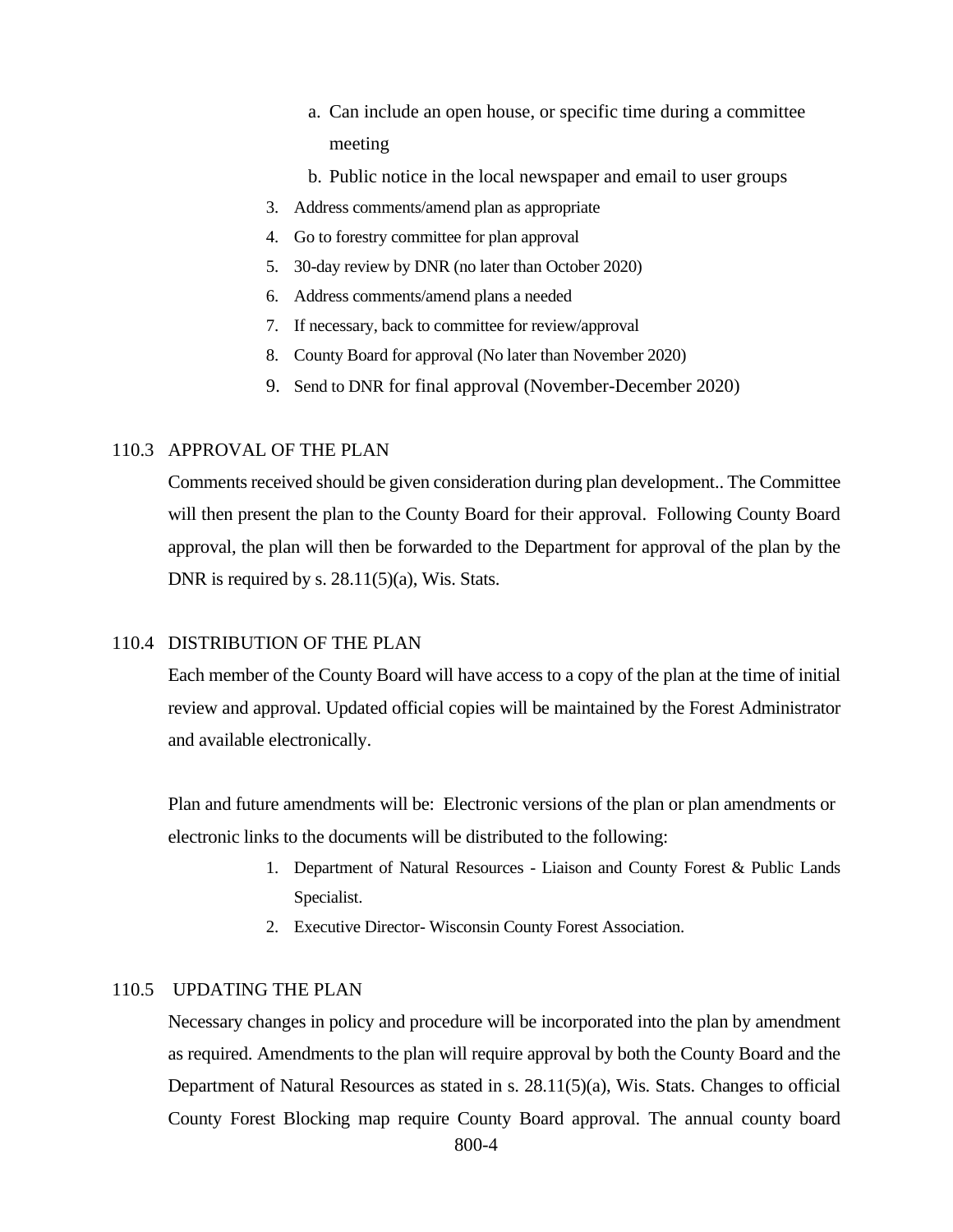a. Can include an open house, or specific time during a committee meeting
   b. Public notice in the local newspaper and email to user groups
3. Address comments/amend plan as appropriate
4. Go to forestry committee for plan approval
5. 30-day review by DNR (no later than October 2020)
6. Address comments/amend plans a needed
7. If necessary, back to committee for review/approval
8. County Board for approval (No later than November 2020)
9. Send to DNR for final approval (November-December 2020)

## 110.3 APPROVAL OF THE PLAN

Comments received should be given consideration during plan development.. The Committee will then present the plan to the County Board for their approval. Following County Board approval, the plan will then be forwarded to the Department for approval of the plan by the DNR is required by s. 28.11(5)(a), Wis. Stats.

## 110.4 DISTRIBUTION OF THE PLAN

Each member of the County Board will have access to a copy of the plan at the time of initial review and approval. Updated official copies will be maintained by the Forest Administrator and available electronically.

Plan and future amendments will be: Electronic versions of the plan or plan amendments or electronic links to the documents will be distributed to the following:

1. Department of Natural Resources - Liaison and County Forest & Public Lands Specialist.
2. Executive Director- Wisconsin County Forest Association.

## 110.5 UPDATING THE PLAN

Necessary changes in policy and procedure will be incorporated into the plan by amendment as required. Amendments to the plan will require approval by both the County Board and the Department of Natural Resources as stated in s. 28.11(5)(a), Wis. Stats. Changes to official County Forest Blocking map require County Board approval. The annual county board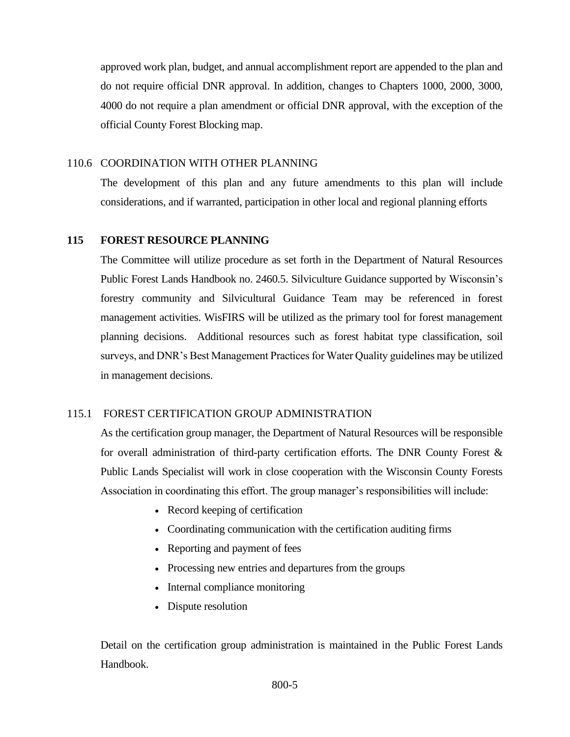approved work plan, budget, and annual accomplishment report are appended to the plan and do not require official DNR approval. In addition, changes to Chapters 1000, 2000, 3000, 4000 do not require a plan amendment or official DNR approval, with the exception of the official County Forest Blocking map.

### 110.6 COORDINATION WITH OTHER PLANNING

The development of this plan and any future amendments to this plan will include considerations, and if warranted, participation in other local and regional planning efforts

## 115 FOREST RESOURCE PLANNING

The Committee will utilize procedure as set forth in the Department of Natural Resources Public Forest Lands Handbook no. 2460.5. Silviculture Guidance supported by Wisconsin's forestry community and Silvicultural Guidance Team may be referenced in forest management activities. WisFIRS will be utilized as the primary tool for forest management planning decisions. Additional resources such as forest habitat type classification, soil surveys, and DNR's Best Management Practices for Water Quality guidelines may be utilized in management decisions.

### 115.1 FOREST CERTIFICATION GROUP ADMINISTRATION

As the certification group manager, the Department of Natural Resources will be responsible for overall administration of third-party certification efforts. The DNR County Forest & Public Lands Specialist will work in close cooperation with the Wisconsin County Forests Association in coordinating this effort. The group manager's responsibilities will include:

- Record keeping of certification
- Coordinating communication with the certification auditing firms
- Reporting and payment of fees
- Processing new entries and departures from the groups
- Internal compliance monitoring
- Dispute resolution

Detail on the certification group administration is maintained in the Public Forest Lands Handbook.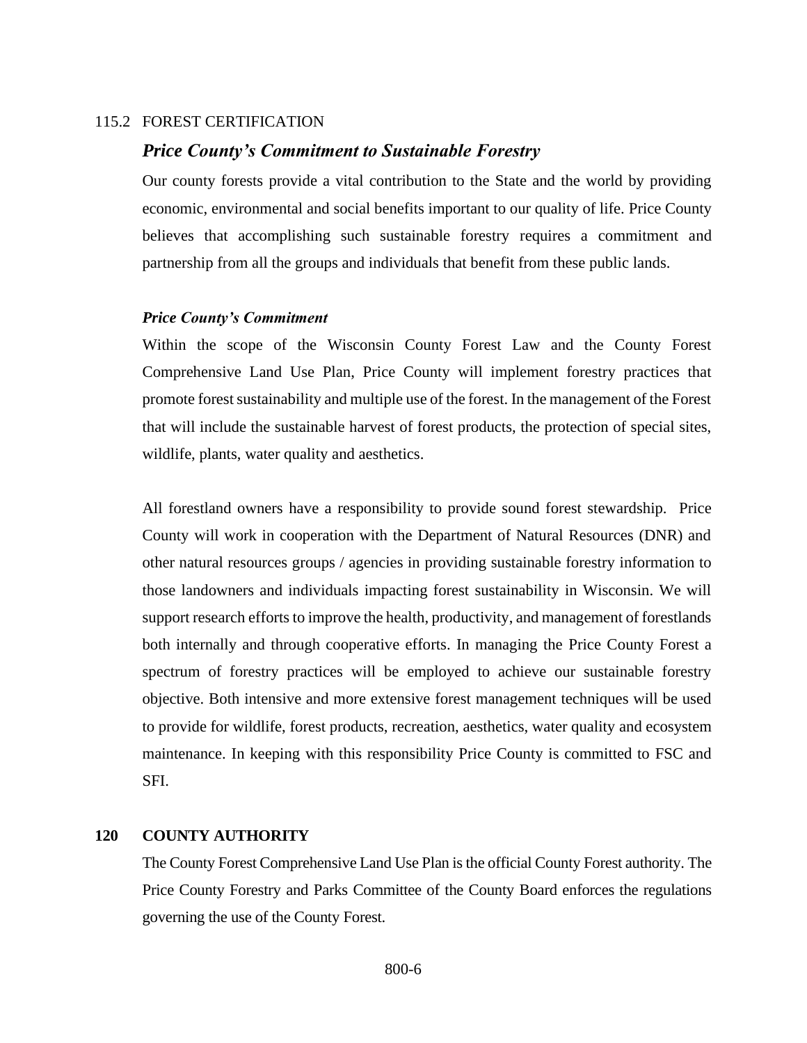115.2 FOREST CERTIFICATION

## *Price County's Commitment to Sustainable Forestry*

Our county forests provide a vital contribution to the State and the world by providing economic, environmental and social benefits important to our quality of life. Price County believes that accomplishing such sustainable forestry requires a commitment and partnership from all the groups and individuals that benefit from these public lands.

### *Price County's Commitment*

Within the scope of the Wisconsin County Forest Law and the County Forest Comprehensive Land Use Plan, Price County will implement forestry practices that promote forest sustainability and multiple use of the forest. In the management of the Forest that will include the sustainable harvest of forest products, the protection of special sites, wildlife, plants, water quality and aesthetics.

All forestland owners have a responsibility to provide sound forest stewardship. Price County will work in cooperation with the Department of Natural Resources (DNR) and other natural resources groups / agencies in providing sustainable forestry information to those landowners and individuals impacting forest sustainability in Wisconsin. We will support research efforts to improve the health, productivity, and management of forestlands both internally and through cooperative efforts. In managing the Price County Forest a spectrum of forestry practices will be employed to achieve our sustainable forestry objective. Both intensive and more extensive forest management techniques will be used to provide for wildlife, forest products, recreation, aesthetics, water quality and ecosystem maintenance. In keeping with this responsibility Price County is committed to FSC and SFI.

## 120 COUNTY AUTHORITY

The County Forest Comprehensive Land Use Plan is the official County Forest authority. The Price County Forestry and Parks Committee of the County Board enforces the regulations governing the use of the County Forest.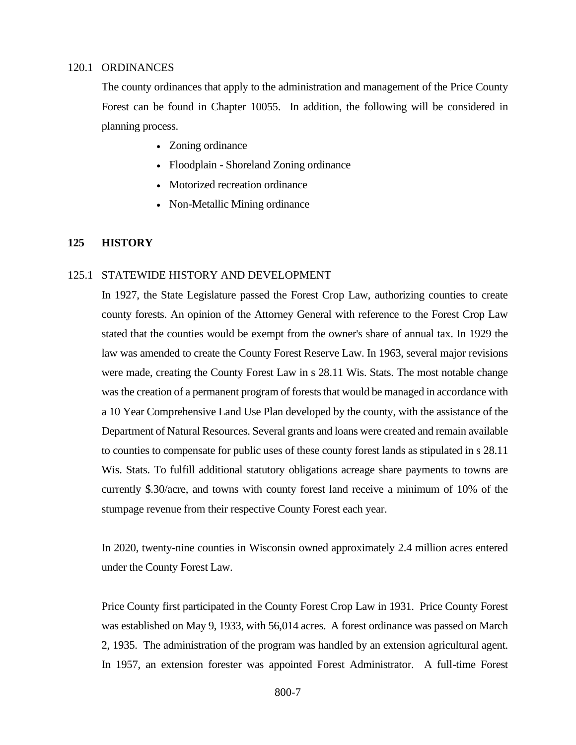### 120.1 ORDINANCES

The county ordinances that apply to the administration and management of the Price County Forest can be found in Chapter 10055. In addition, the following will be considered in planning process.

- Zoning ordinance
- Floodplain - Shoreland Zoning ordinance
- Motorized recreation ordinance
- Non-Metallic Mining ordinance

## 125 HISTORY

### 125.1 STATEWIDE HISTORY AND DEVELOPMENT

In 1927, the State Legislature passed the Forest Crop Law, authorizing counties to create county forests. An opinion of the Attorney General with reference to the Forest Crop Law stated that the counties would be exempt from the owner's share of annual tax. In 1929 the law was amended to create the County Forest Reserve Law. In 1963, several major revisions were made, creating the County Forest Law in s 28.11 Wis. Stats. The most notable change was the creation of a permanent program of forests that would be managed in accordance with a 10 Year Comprehensive Land Use Plan developed by the county, with the assistance of the Department of Natural Resources. Several grants and loans were created and remain available to counties to compensate for public uses of these county forest lands as stipulated in s 28.11 Wis. Stats. To fulfill additional statutory obligations acreage share payments to towns are currently $.30/acre, and towns with county forest land receive a minimum of 10% of the stumpage revenue from their respective County Forest each year.

In 2020, twenty-nine counties in Wisconsin owned approximately 2.4 million acres entered under the County Forest Law.

Price County first participated in the County Forest Crop Law in 1931. Price County Forest was established on May 9, 1933, with 56,014 acres. A forest ordinance was passed on March 2, 1935. The administration of the program was handled by an extension agricultural agent. In 1957, an extension forester was appointed Forest Administrator. A full-time Forest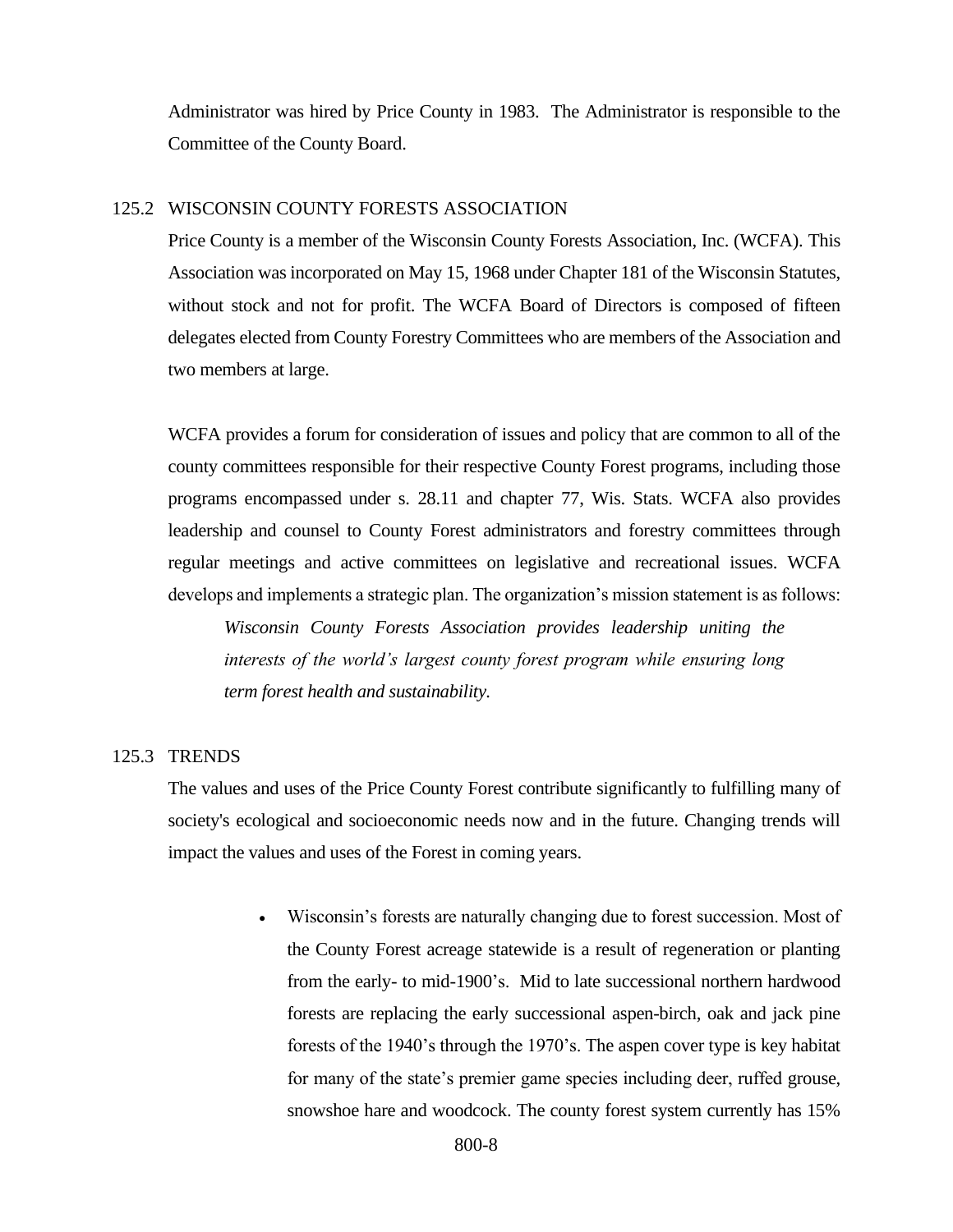Administrator was hired by Price County in 1983. The Administrator is responsible to the Committee of the County Board.

### 125.2 WISCONSIN COUNTY FORESTS ASSOCIATION

Price County is a member of the Wisconsin County Forests Association, Inc. (WCFA). This Association was incorporated on May 15, 1968 under Chapter 181 of the Wisconsin Statutes, without stock and not for profit. The WCFA Board of Directors is composed of fifteen delegates elected from County Forestry Committees who are members of the Association and two members at large.

WCFA provides a forum for consideration of issues and policy that are common to all of the county committees responsible for their respective County Forest programs, including those programs encompassed under s. 28.11 and chapter 77, Wis. Stats. WCFA also provides leadership and counsel to County Forest administrators and forestry committees through regular meetings and active committees on legislative and recreational issues. WCFA develops and implements a strategic plan. The organization's mission statement is as follows:

> *Wisconsin County Forests Association provides leadership uniting the interests of the world's largest county forest program while ensuring long term forest health and sustainability.*

### 125.3 TRENDS

The values and uses of the Price County Forest contribute significantly to fulfilling many of society's ecological and socioeconomic needs now and in the future. Changing trends will impact the values and uses of the Forest in coming years.

- Wisconsin's forests are naturally changing due to forest succession. Most of the County Forest acreage statewide is a result of regeneration or planting from the early- to mid-1900's. Mid to late successional northern hardwood forests are replacing the early successional aspen-birch, oak and jack pine forests of the 1940's through the 1970's. The aspen cover type is key habitat for many of the state's premier game species including deer, ruffed grouse, snowshoe hare and woodcock. The county forest system currently has 15%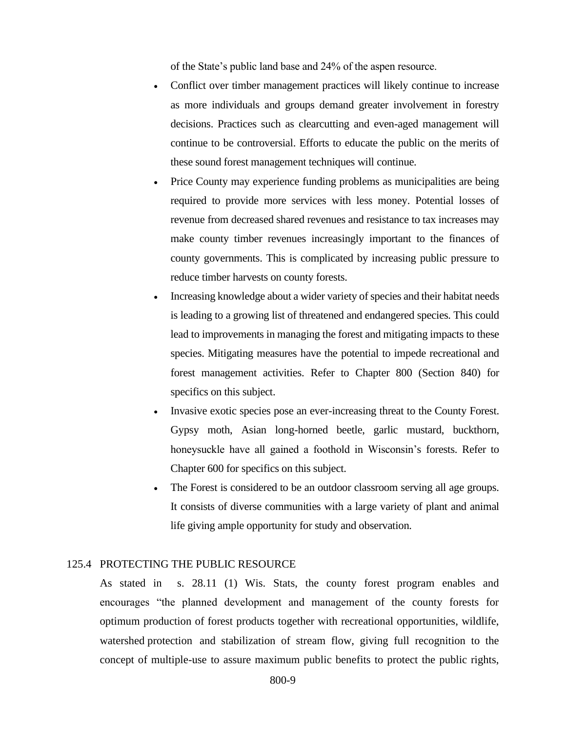of the State's public land base and 24% of the aspen resource.

- Conflict over timber management practices will likely continue to increase as more individuals and groups demand greater involvement in forestry decisions. Practices such as clearcutting and even-aged management will continue to be controversial. Efforts to educate the public on the merits of these sound forest management techniques will continue.
- Price County may experience funding problems as municipalities are being required to provide more services with less money. Potential losses of revenue from decreased shared revenues and resistance to tax increases may make county timber revenues increasingly important to the finances of county governments. This is complicated by increasing public pressure to reduce timber harvests on county forests.
- Increasing knowledge about a wider variety of species and their habitat needs is leading to a growing list of threatened and endangered species. This could lead to improvements in managing the forest and mitigating impacts to these species. Mitigating measures have the potential to impede recreational and forest management activities. Refer to Chapter 800 (Section 840) for specifics on this subject.
- Invasive exotic species pose an ever-increasing threat to the County Forest. Gypsy moth, Asian long-horned beetle, garlic mustard, buckthorn, honeysuckle have all gained a foothold in Wisconsin's forests. Refer to Chapter 600 for specifics on this subject.
- The Forest is considered to be an outdoor classroom serving all age groups. It consists of diverse communities with a large variety of plant and animal life giving ample opportunity for study and observation.

## 125.4 PROTECTING THE PUBLIC RESOURCE

As stated in s. 28.11 (1) Wis. Stats, the county forest program enables and encourages "the planned development and management of the county forests for optimum production of forest products together with recreational opportunities, wildlife, watershed protection and stabilization of stream flow, giving full recognition to the concept of multiple-use to assure maximum public benefits to protect the public rights,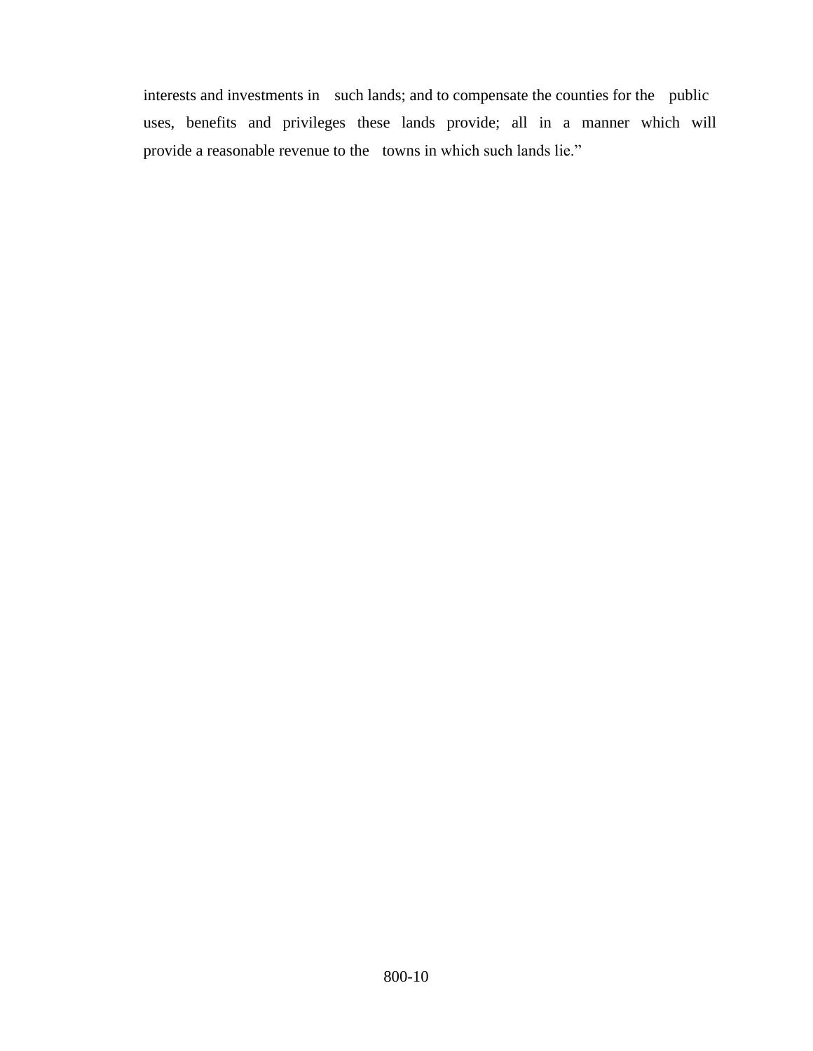interests and investments in such lands; and to compensate the counties for the public uses, benefits and privileges these lands provide; all in a manner which will provide a reasonable revenue to the towns in which such lands lie."